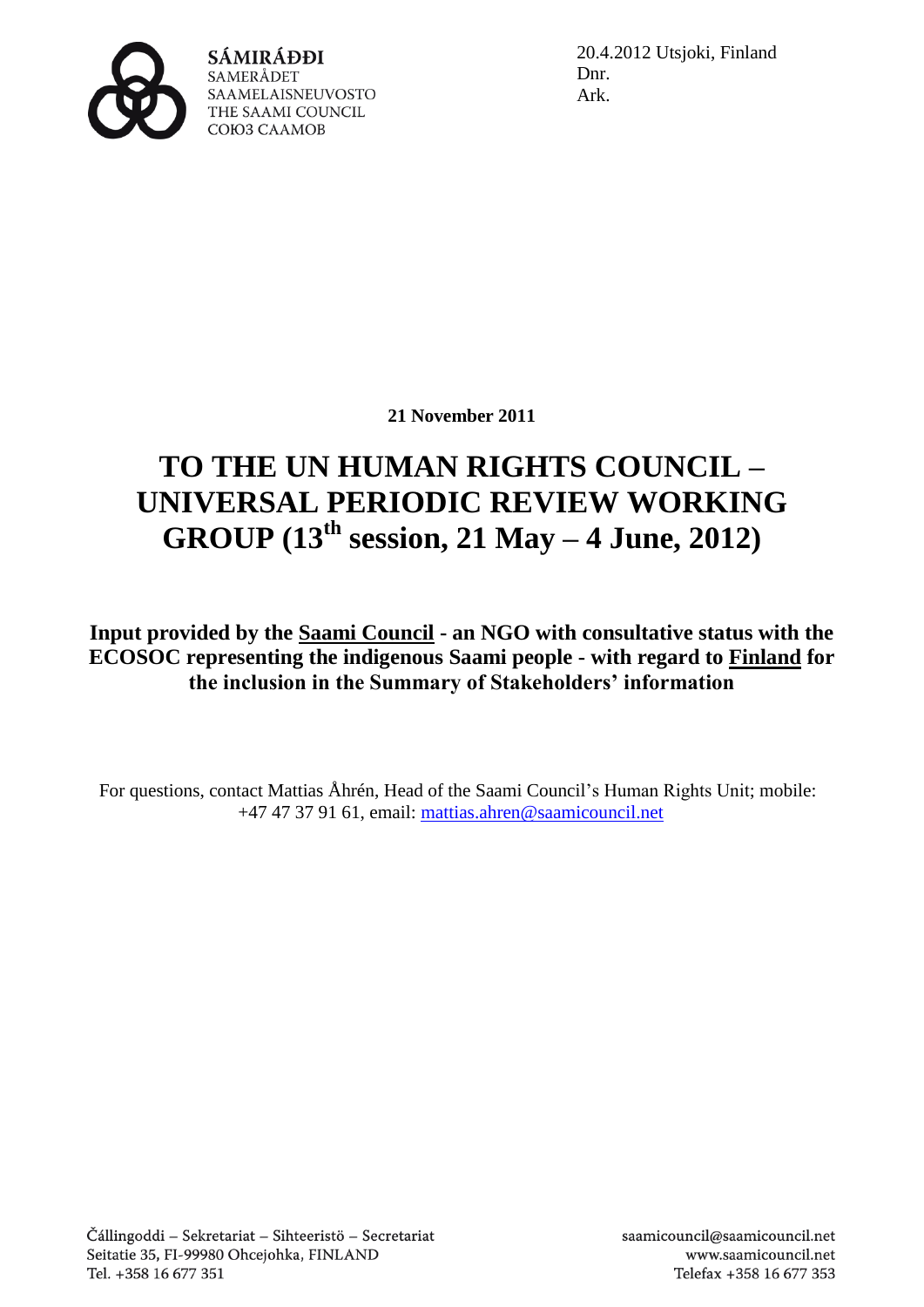SÁMIRÁÐÐI
SAMERÅDET
SAAMELAISNEUVOSTO
THE SAAMI COUNCIL
СОЮЗ СААМОВ

20.4.2012 Utsjoki, Finland
Dnr.
Ark.

**21 November 2011**

# TO THE UN HUMAN RIGHTS COUNCIL – UNIVERSAL PERIODIC REVIEW WORKING GROUP (13th session, 21 May – 4 June, 2012)

**Input provided by the Saami Council - an NGO with consultative status with the ECOSOC representing the indigenous Saami people - with regard to Finland for the inclusion in the Summary of Stakeholders' information**

For questions, contact Mattias Åhrén, Head of the Saami Council's Human Rights Unit; mobile: +47 47 37 91 61, email: mattias.ahren@saamicouncil.net

Čállingoddi – Sekretariat – Sihteeristö – Secretariat
Seitatie 35, FI-99980 Ohcejohka, FINLAND
Tel. +358 16 677 351

saamicouncil@saamicouncil.net
www.saamicouncil.net
Telefax +358 16 677 353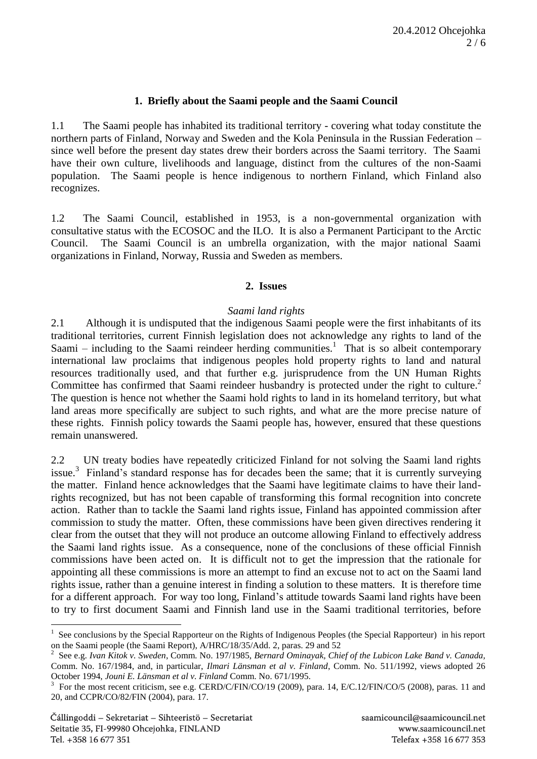## 1. Briefly about the Saami people and the Saami Council

1.1 The Saami people has inhabited its traditional territory - covering what today constitute the northern parts of Finland, Norway and Sweden and the Kola Peninsula in the Russian Federation – since well before the present day states drew their borders across the Saami territory. The Saami have their own culture, livelihoods and language, distinct from the cultures of the non-Saami population. The Saami people is hence indigenous to northern Finland, which Finland also recognizes.

1.2 The Saami Council, established in 1953, is a non-governmental organization with consultative status with the ECOSOC and the ILO. It is also a Permanent Participant to the Arctic Council. The Saami Council is an umbrella organization, with the major national Saami organizations in Finland, Norway, Russia and Sweden as members.

## 2. Issues

*Saami land rights*

2.1 Although it is undisputed that the indigenous Saami people were the first inhabitants of its traditional territories, current Finnish legislation does not acknowledge any rights to land of the Saami – including to the Saami reindeer herding communities.[1] That is so albeit contemporary international law proclaims that indigenous peoples hold property rights to land and natural resources traditionally used, and that further e.g. jurisprudence from the UN Human Rights Committee has confirmed that Saami reindeer husbandry is protected under the right to culture.[2] The question is hence not whether the Saami hold rights to land in its homeland territory, but what land areas more specifically are subject to such rights, and what are the more precise nature of these rights. Finnish policy towards the Saami people has, however, ensured that these questions remain unanswered.

2.2 UN treaty bodies have repeatedly criticized Finland for not solving the Saami land rights issue.[3] Finland's standard response has for decades been the same; that it is currently surveying the matter. Finland hence acknowledges that the Saami have legitimate claims to have their land-rights recognized, but has not been capable of transforming this formal recognition into concrete action. Rather than to tackle the Saami land rights issue, Finland has appointed commission after commission to study the matter. Often, these commissions have been given directives rendering it clear from the outset that they will not produce an outcome allowing Finland to effectively address the Saami land rights issue. As a consequence, none of the conclusions of these official Finnish commissions have been acted on. It is difficult not to get the impression that the rationale for appointing all these commissions is more an attempt to find an excuse not to act on the Saami land rights issue, rather than a genuine interest in finding a solution to these matters. It is therefore time for a different approach. For way too long, Finland's attitude towards Saami land rights have been to try to first document Saami and Finnish land use in the Saami traditional territories, before

---

[1] See conclusions by the Special Rapporteur on the Rights of Indigenous Peoples (the Special Rapporteur) in his report on the Saami people (the Saami Report), A/HRC/18/35/Add. 2, paras. 29 and 52

[2] See e.g. *Ivan Kitok v. Sweden*, Comm. No. 197/1985, *Bernard Ominayak, Chief of the Lubicon Lake Band v. Canada*, Comm. No. 167/1984, and, in particular, *Ilmari Länsman et al v. Finland*, Comm. No. 511/1992, views adopted 26 October 1994, *Jouni E. Länsman et al v. Finland* Comm. No. 671/1995.

[3] For the most recent criticism, see e.g. CERD/C/FIN/CO/19 (2009), para. 14, E/C.12/FIN/CO/5 (2008), paras. 11 and 20, and CCPR/CO/82/FIN (2004), para. 17.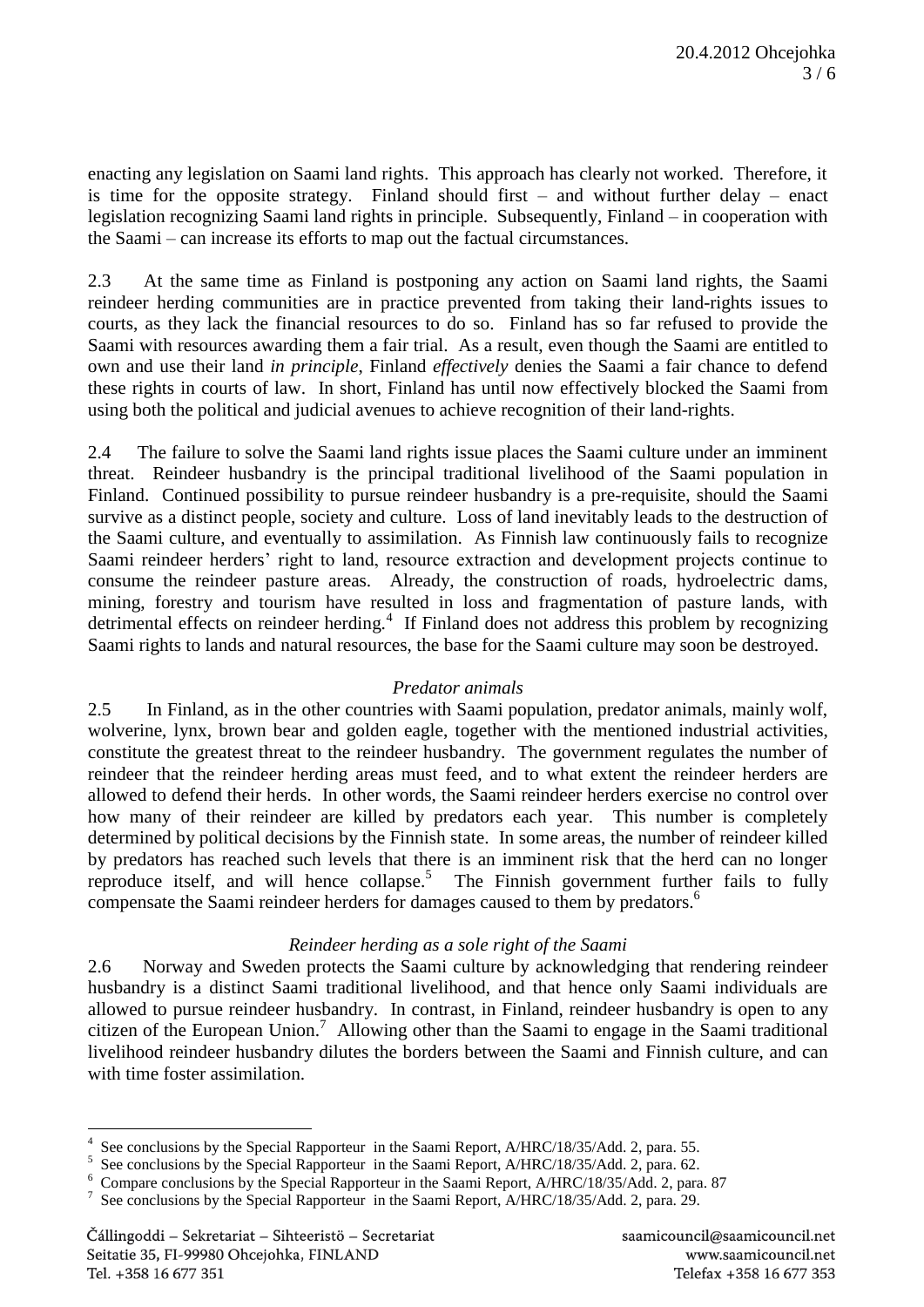enacting any legislation on Saami land rights. This approach has clearly not worked. Therefore, it is time for the opposite strategy. Finland should first – and without further delay – enact legislation recognizing Saami land rights in principle. Subsequently, Finland – in cooperation with the Saami – can increase its efforts to map out the factual circumstances.

2.3 At the same time as Finland is postponing any action on Saami land rights, the Saami reindeer herding communities are in practice prevented from taking their land-rights issues to courts, as they lack the financial resources to do so. Finland has so far refused to provide the Saami with resources awarding them a fair trial. As a result, even though the Saami are entitled to own and use their land *in principle*, Finland *effectively* denies the Saami a fair chance to defend these rights in courts of law. In short, Finland has until now effectively blocked the Saami from using both the political and judicial avenues to achieve recognition of their land-rights.

2.4 The failure to solve the Saami land rights issue places the Saami culture under an imminent threat. Reindeer husbandry is the principal traditional livelihood of the Saami population in Finland. Continued possibility to pursue reindeer husbandry is a pre-requisite, should the Saami survive as a distinct people, society and culture. Loss of land inevitably leads to the destruction of the Saami culture, and eventually to assimilation. As Finnish law continuously fails to recognize Saami reindeer herders' right to land, resource extraction and development projects continue to consume the reindeer pasture areas. Already, the construction of roads, hydroelectric dams, mining, forestry and tourism have resulted in loss and fragmentation of pasture lands, with detrimental effects on reindeer herding.[4] If Finland does not address this problem by recognizing Saami rights to lands and natural resources, the base for the Saami culture may soon be destroyed.

*Predator animals*

2.5 In Finland, as in the other countries with Saami population, predator animals, mainly wolf, wolverine, lynx, brown bear and golden eagle, together with the mentioned industrial activities, constitute the greatest threat to the reindeer husbandry. The government regulates the number of reindeer that the reindeer herding areas must feed, and to what extent the reindeer herders are allowed to defend their herds. In other words, the Saami reindeer herders exercise no control over how many of their reindeer are killed by predators each year. This number is completely determined by political decisions by the Finnish state. In some areas, the number of reindeer killed by predators has reached such levels that there is an imminent risk that the herd can no longer reproduce itself, and will hence collapse.[5] The Finnish government further fails to fully compensate the Saami reindeer herders for damages caused to them by predators.[6]

*Reindeer herding as a sole right of the Saami*

2.6 Norway and Sweden protects the Saami culture by acknowledging that rendering reindeer husbandry is a distinct Saami traditional livelihood, and that hence only Saami individuals are allowed to pursue reindeer husbandry. In contrast, in Finland, reindeer husbandry is open to any citizen of the European Union.[7] Allowing other than the Saami to engage in the Saami traditional livelihood reindeer husbandry dilutes the borders between the Saami and Finnish culture, and can with time foster assimilation.

---

[4] See conclusions by the Special Rapporteur in the Saami Report, A/HRC/18/35/Add. 2, para. 55.

[5] See conclusions by the Special Rapporteur in the Saami Report, A/HRC/18/35/Add. 2, para. 62.

[6] Compare conclusions by the Special Rapporteur in the Saami Report, A/HRC/18/35/Add. 2, para. 87

[7] See conclusions by the Special Rapporteur in the Saami Report, A/HRC/18/35/Add. 2, para. 29.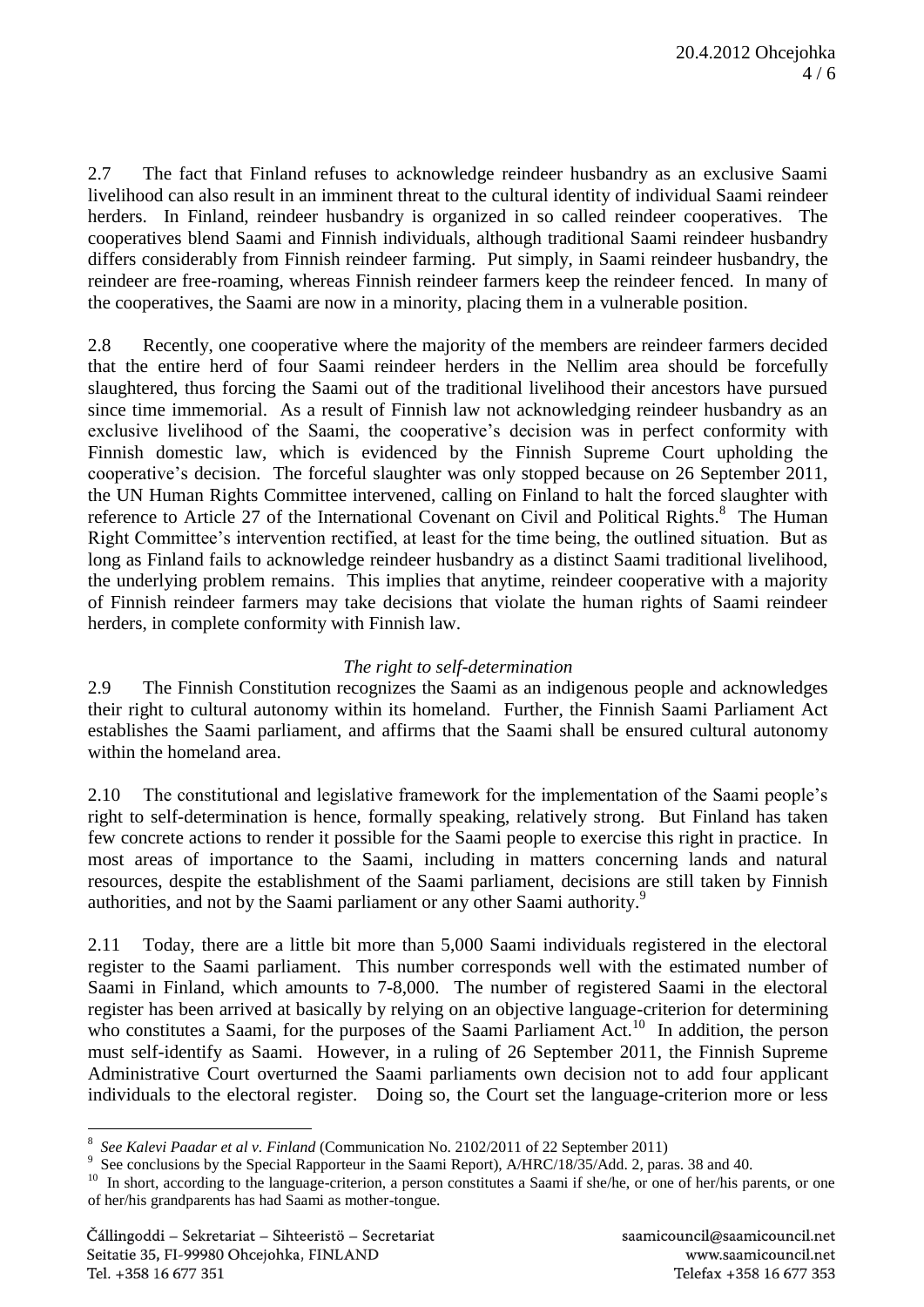2.7 The fact that Finland refuses to acknowledge reindeer husbandry as an exclusive Saami livelihood can also result in an imminent threat to the cultural identity of individual Saami reindeer herders. In Finland, reindeer husbandry is organized in so called reindeer cooperatives. The cooperatives blend Saami and Finnish individuals, although traditional Saami reindeer husbandry differs considerably from Finnish reindeer farming. Put simply, in Saami reindeer husbandry, the reindeer are free-roaming, whereas Finnish reindeer farmers keep the reindeer fenced. In many of the cooperatives, the Saami are now in a minority, placing them in a vulnerable position.

2.8 Recently, one cooperative where the majority of the members are reindeer farmers decided that the entire herd of four Saami reindeer herders in the Nellim area should be forcefully slaughtered, thus forcing the Saami out of the traditional livelihood their ancestors have pursued since time immemorial. As a result of Finnish law not acknowledging reindeer husbandry as an exclusive livelihood of the Saami, the cooperative's decision was in perfect conformity with Finnish domestic law, which is evidenced by the Finnish Supreme Court upholding the cooperative's decision. The forceful slaughter was only stopped because on 26 September 2011, the UN Human Rights Committee intervened, calling on Finland to halt the forced slaughter with reference to Article 27 of the International Covenant on Civil and Political Rights.[8] The Human Right Committee's intervention rectified, at least for the time being, the outlined situation. But as long as Finland fails to acknowledge reindeer husbandry as a distinct Saami traditional livelihood, the underlying problem remains. This implies that anytime, reindeer cooperative with a majority of Finnish reindeer farmers may take decisions that violate the human rights of Saami reindeer herders, in complete conformity with Finnish law.

*The right to self-determination*

2.9 The Finnish Constitution recognizes the Saami as an indigenous people and acknowledges their right to cultural autonomy within its homeland. Further, the Finnish Saami Parliament Act establishes the Saami parliament, and affirms that the Saami shall be ensured cultural autonomy within the homeland area.

2.10 The constitutional and legislative framework for the implementation of the Saami people's right to self-determination is hence, formally speaking, relatively strong. But Finland has taken few concrete actions to render it possible for the Saami people to exercise this right in practice. In most areas of importance to the Saami, including in matters concerning lands and natural resources, despite the establishment of the Saami parliament, decisions are still taken by Finnish authorities, and not by the Saami parliament or any other Saami authority.[9]

2.11 Today, there are a little bit more than 5,000 Saami individuals registered in the electoral register to the Saami parliament. This number corresponds well with the estimated number of Saami in Finland, which amounts to 7-8,000. The number of registered Saami in the electoral register has been arrived at basically by relying on an objective language-criterion for determining who constitutes a Saami, for the purposes of the Saami Parliament Act.[10] In addition, the person must self-identify as Saami. However, in a ruling of 26 September 2011, the Finnish Supreme Administrative Court overturned the Saami parliaments own decision not to add four applicant individuals to the electoral register. Doing so, the Court set the language-criterion more or less

---

[8] *See Kalevi Paadar et al v. Finland* (Communication No. 2102/2011 of 22 September 2011)

[9] See conclusions by the Special Rapporteur in the Saami Report), A/HRC/18/35/Add. 2, paras. 38 and 40.

[10] In short, according to the language-criterion, a person constitutes a Saami if she/he, or one of her/his parents, or one of her/his grandparents has had Saami as mother-tongue.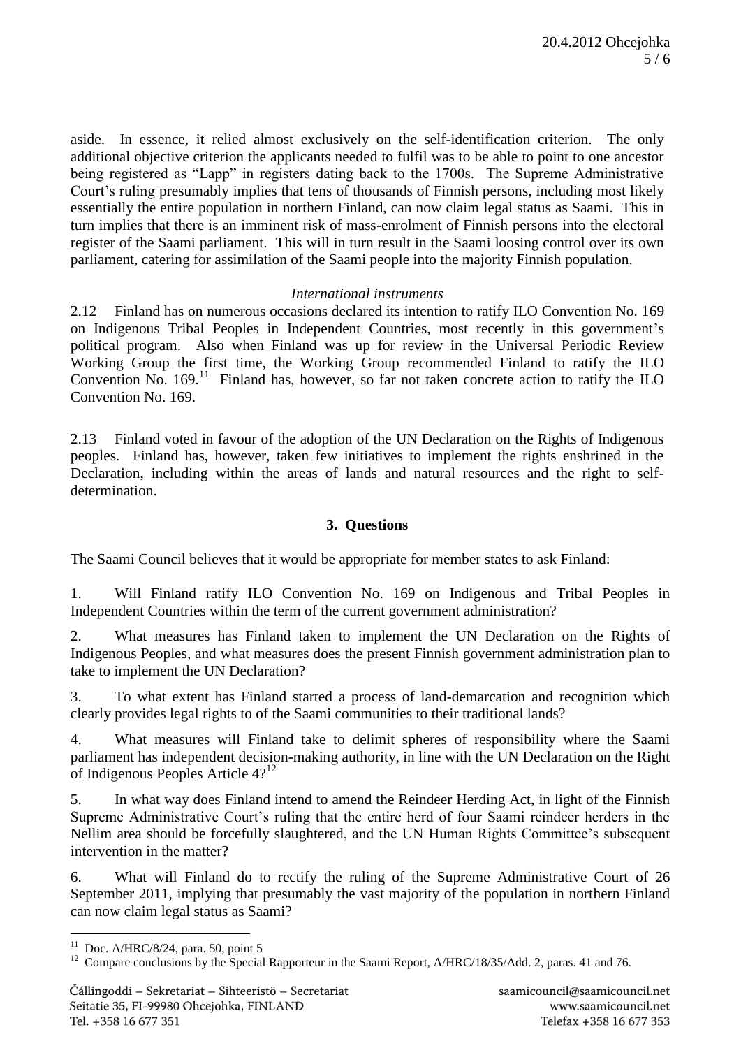aside. In essence, it relied almost exclusively on the self-identification criterion. The only additional objective criterion the applicants needed to fulfil was to be able to point to one ancestor being registered as "Lapp" in registers dating back to the 1700s. The Supreme Administrative Court's ruling presumably implies that tens of thousands of Finnish persons, including most likely essentially the entire population in northern Finland, can now claim legal status as Saami. This in turn implies that there is an imminent risk of mass-enrolment of Finnish persons into the electoral register of the Saami parliament. This will in turn result in the Saami loosing control over its own parliament, catering for assimilation of the Saami people into the majority Finnish population.

*International instruments*

2.12 Finland has on numerous occasions declared its intention to ratify ILO Convention No. 169 on Indigenous Tribal Peoples in Independent Countries, most recently in this government's political program. Also when Finland was up for review in the Universal Periodic Review Working Group the first time, the Working Group recommended Finland to ratify the ILO Convention No. 169.[11] Finland has, however, so far not taken concrete action to ratify the ILO Convention No. 169.

2.13 Finland voted in favour of the adoption of the UN Declaration on the Rights of Indigenous peoples. Finland has, however, taken few initiatives to implement the rights enshrined in the Declaration, including within the areas of lands and natural resources and the right to self-determination.

## 3. Questions

The Saami Council believes that it would be appropriate for member states to ask Finland:

1. Will Finland ratify ILO Convention No. 169 on Indigenous and Tribal Peoples in Independent Countries within the term of the current government administration?

2. What measures has Finland taken to implement the UN Declaration on the Rights of Indigenous Peoples, and what measures does the present Finnish government administration plan to take to implement the UN Declaration?

3. To what extent has Finland started a process of land-demarcation and recognition which clearly provides legal rights to of the Saami communities to their traditional lands?

4. What measures will Finland take to delimit spheres of responsibility where the Saami parliament has independent decision-making authority, in line with the UN Declaration on the Right of Indigenous Peoples Article 4?[12]

5. In what way does Finland intend to amend the Reindeer Herding Act, in light of the Finnish Supreme Administrative Court's ruling that the entire herd of four Saami reindeer herders in the Nellim area should be forcefully slaughtered, and the UN Human Rights Committee's subsequent intervention in the matter?

6. What will Finland do to rectify the ruling of the Supreme Administrative Court of 26 September 2011, implying that presumably the vast majority of the population in northern Finland can now claim legal status as Saami?

---

[11] Doc. A/HRC/8/24, para. 50, point 5

[12] Compare conclusions by the Special Rapporteur in the Saami Report, A/HRC/18/35/Add. 2, paras. 41 and 76.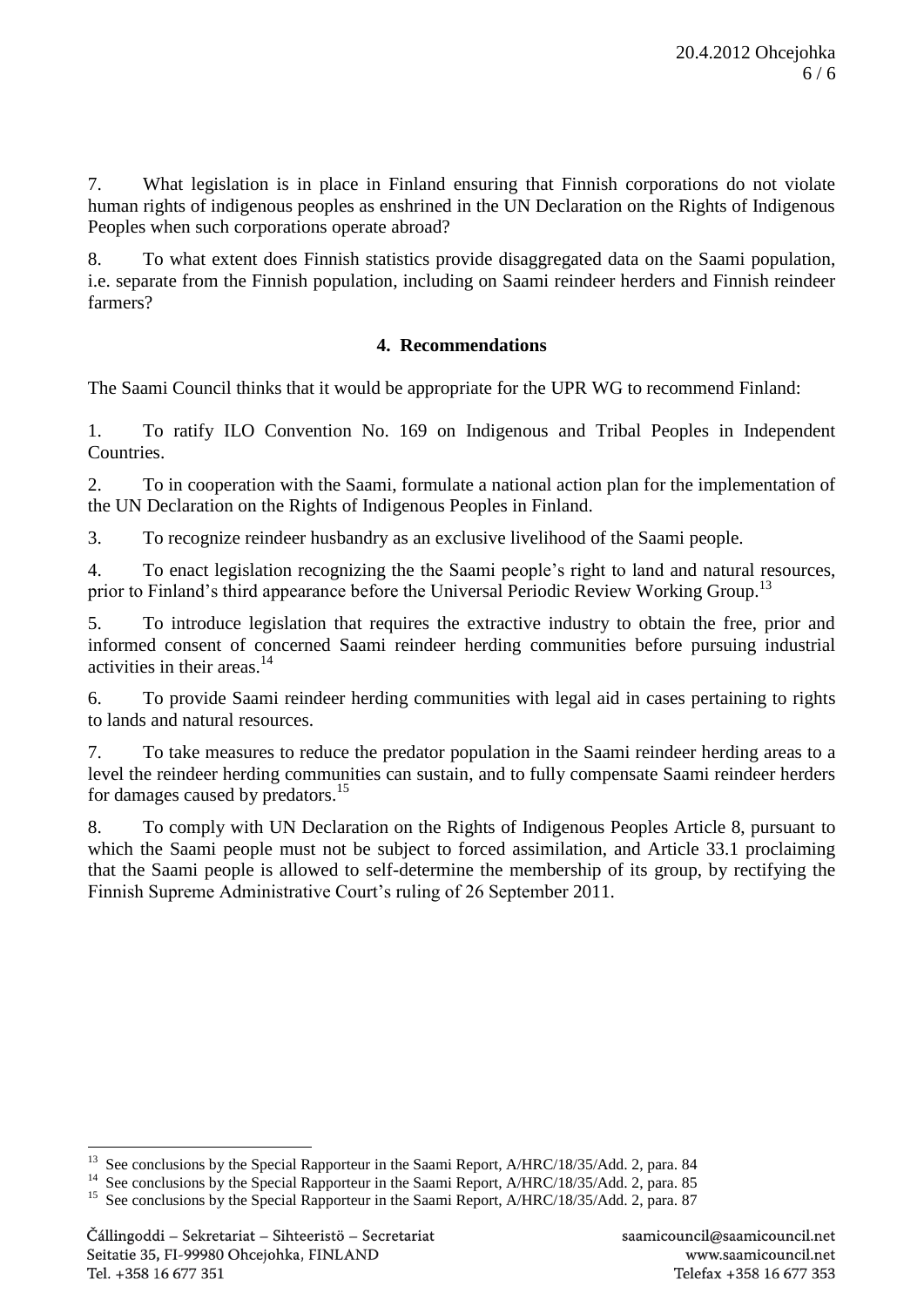7. What legislation is in place in Finland ensuring that Finnish corporations do not violate human rights of indigenous peoples as enshrined in the UN Declaration on the Rights of Indigenous Peoples when such corporations operate abroad?

8. To what extent does Finnish statistics provide disaggregated data on the Saami population, i.e. separate from the Finnish population, including on Saami reindeer herders and Finnish reindeer farmers?

## 4. Recommendations

The Saami Council thinks that it would be appropriate for the UPR WG to recommend Finland:

1. To ratify ILO Convention No. 169 on Indigenous and Tribal Peoples in Independent Countries.

2. To in cooperation with the Saami, formulate a national action plan for the implementation of the UN Declaration on the Rights of Indigenous Peoples in Finland.

3. To recognize reindeer husbandry as an exclusive livelihood of the Saami people.

4. To enact legislation recognizing the the Saami people's right to land and natural resources, prior to Finland's third appearance before the Universal Periodic Review Working Group.[13]

5. To introduce legislation that requires the extractive industry to obtain the free, prior and informed consent of concerned Saami reindeer herding communities before pursuing industrial activities in their areas.[14]

6. To provide Saami reindeer herding communities with legal aid in cases pertaining to rights to lands and natural resources.

7. To take measures to reduce the predator population in the Saami reindeer herding areas to a level the reindeer herding communities can sustain, and to fully compensate Saami reindeer herders for damages caused by predators.[15]

8. To comply with UN Declaration on the Rights of Indigenous Peoples Article 8, pursuant to which the Saami people must not be subject to forced assimilation, and Article 33.1 proclaiming that the Saami people is allowed to self-determine the membership of its group, by rectifying the Finnish Supreme Administrative Court's ruling of 26 September 2011.

---

[13] See conclusions by the Special Rapporteur in the Saami Report, A/HRC/18/35/Add. 2, para. 84

[14] See conclusions by the Special Rapporteur in the Saami Report, A/HRC/18/35/Add. 2, para. 85

[15] See conclusions by the Special Rapporteur in the Saami Report, A/HRC/18/35/Add. 2, para. 87